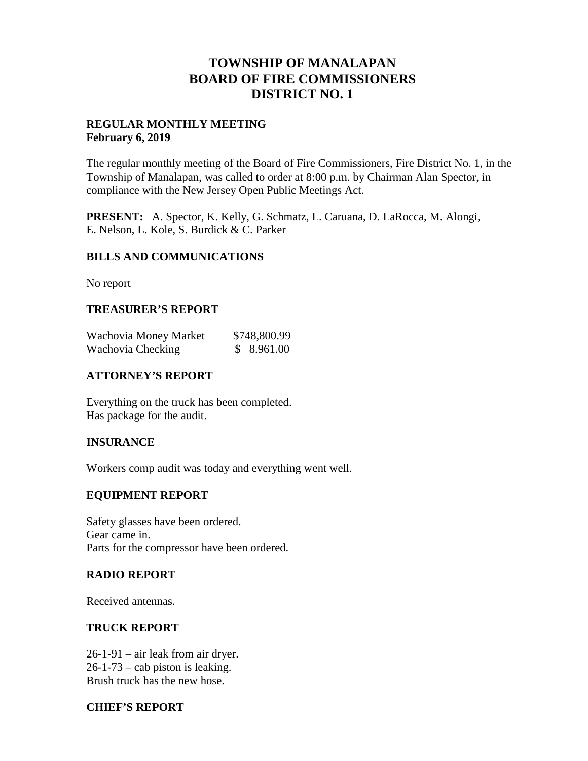# TOWNSHIP OF MANALAPAN
# BOARD OF FIRE COMMISSIONERS
# DISTRICT NO. 1

**REGULAR MONTHLY MEETING**
**February 6, 2019**

The regular monthly meeting of the Board of Fire Commissioners, Fire District No. 1, in the Township of Manalapan, was called to order at 8:00 p.m. by Chairman Alan Spector, in compliance with the New Jersey Open Public Meetings Act.

**PRESENT:** A. Spector, K. Kelly, G. Schmatz, L. Caruana, D. LaRocca, M. Alongi, E. Nelson, L. Kole, S. Burdick & C. Parker

## BILLS AND COMMUNICATIONS

No report

## TREASURER'S REPORT

| | |
|---|---|
| Wachovia Money Market | $748,800.99 |
| Wachovia Checking | $ 8.961.00 |

## ATTORNEY'S REPORT

Everything on the truck has been completed.
Has package for the audit.

## INSURANCE

Workers comp audit was today and everything went well.

## EQUIPMENT REPORT

Safety glasses have been ordered.
Gear came in.
Parts for the compressor have been ordered.

## RADIO REPORT

Received antennas.

## TRUCK REPORT

26-1-91 – air leak from air dryer.
26-1-73 – cab piston is leaking.
Brush truck has the new hose.

## CHIEF'S REPORT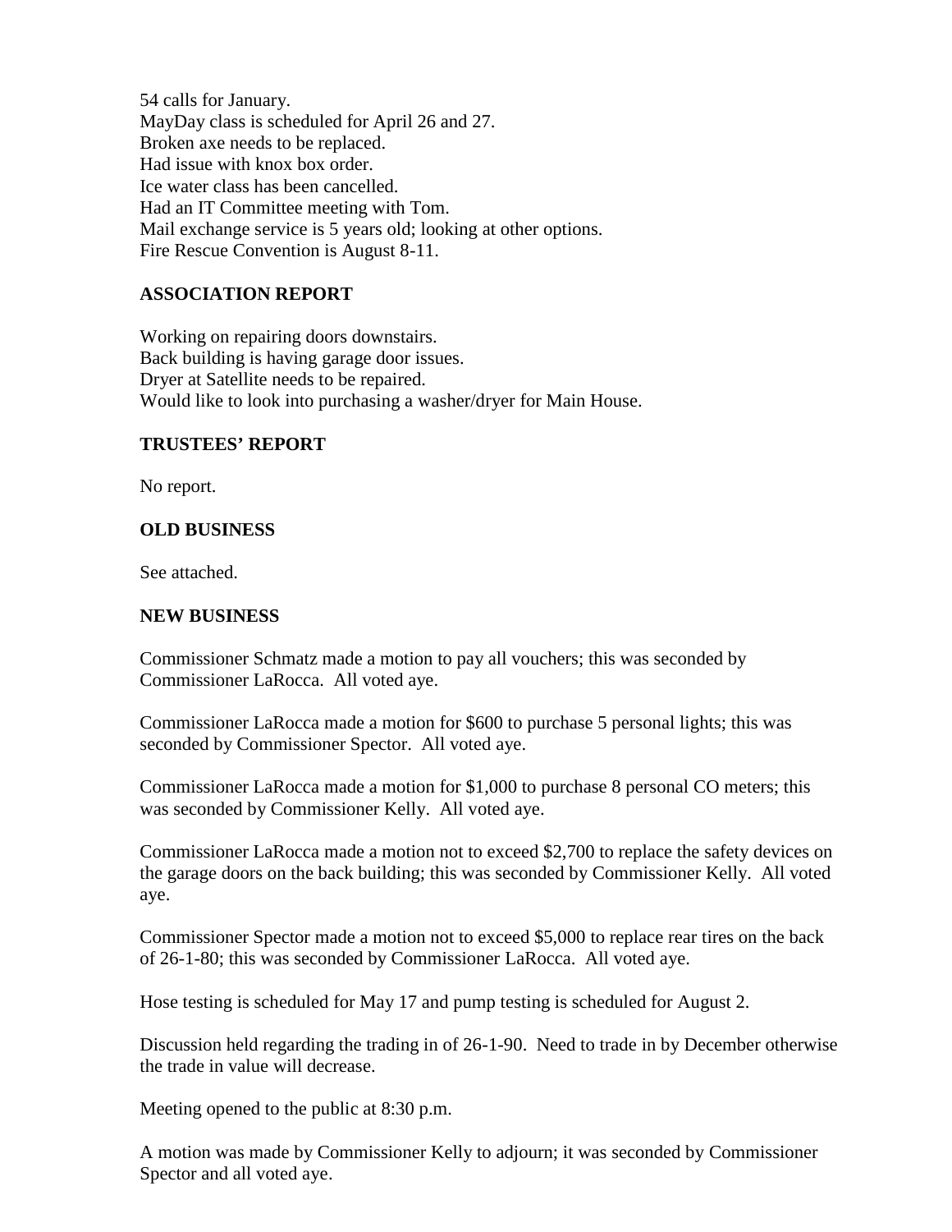54 calls for January.
MayDay class is scheduled for April 26 and 27.
Broken axe needs to be replaced.
Had issue with knox box order.
Ice water class has been cancelled.
Had an IT Committee meeting with Tom.
Mail exchange service is 5 years old; looking at other options.
Fire Rescue Convention is August 8-11.

### ASSOCIATION REPORT

Working on repairing doors downstairs.
Back building is having garage door issues.
Dryer at Satellite needs to be repaired.
Would like to look into purchasing a washer/dryer for Main House.

### TRUSTEES' REPORT

No report.

### OLD BUSINESS

See attached.

### NEW BUSINESS

Commissioner Schmatz made a motion to pay all vouchers; this was seconded by Commissioner LaRocca. All voted aye.

Commissioner LaRocca made a motion for $600 to purchase 5 personal lights; this was seconded by Commissioner Spector. All voted aye.

Commissioner LaRocca made a motion for $1,000 to purchase 8 personal CO meters; this was seconded by Commissioner Kelly. All voted aye.

Commissioner LaRocca made a motion not to exceed $2,700 to replace the safety devices on the garage doors on the back building; this was seconded by Commissioner Kelly. All voted aye.

Commissioner Spector made a motion not to exceed $5,000 to replace rear tires on the back of 26-1-80; this was seconded by Commissioner LaRocca. All voted aye.

Hose testing is scheduled for May 17 and pump testing is scheduled for August 2.

Discussion held regarding the trading in of 26-1-90. Need to trade in by December otherwise the trade in value will decrease.

Meeting opened to the public at 8:30 p.m.

A motion was made by Commissioner Kelly to adjourn; it was seconded by Commissioner Spector and all voted aye.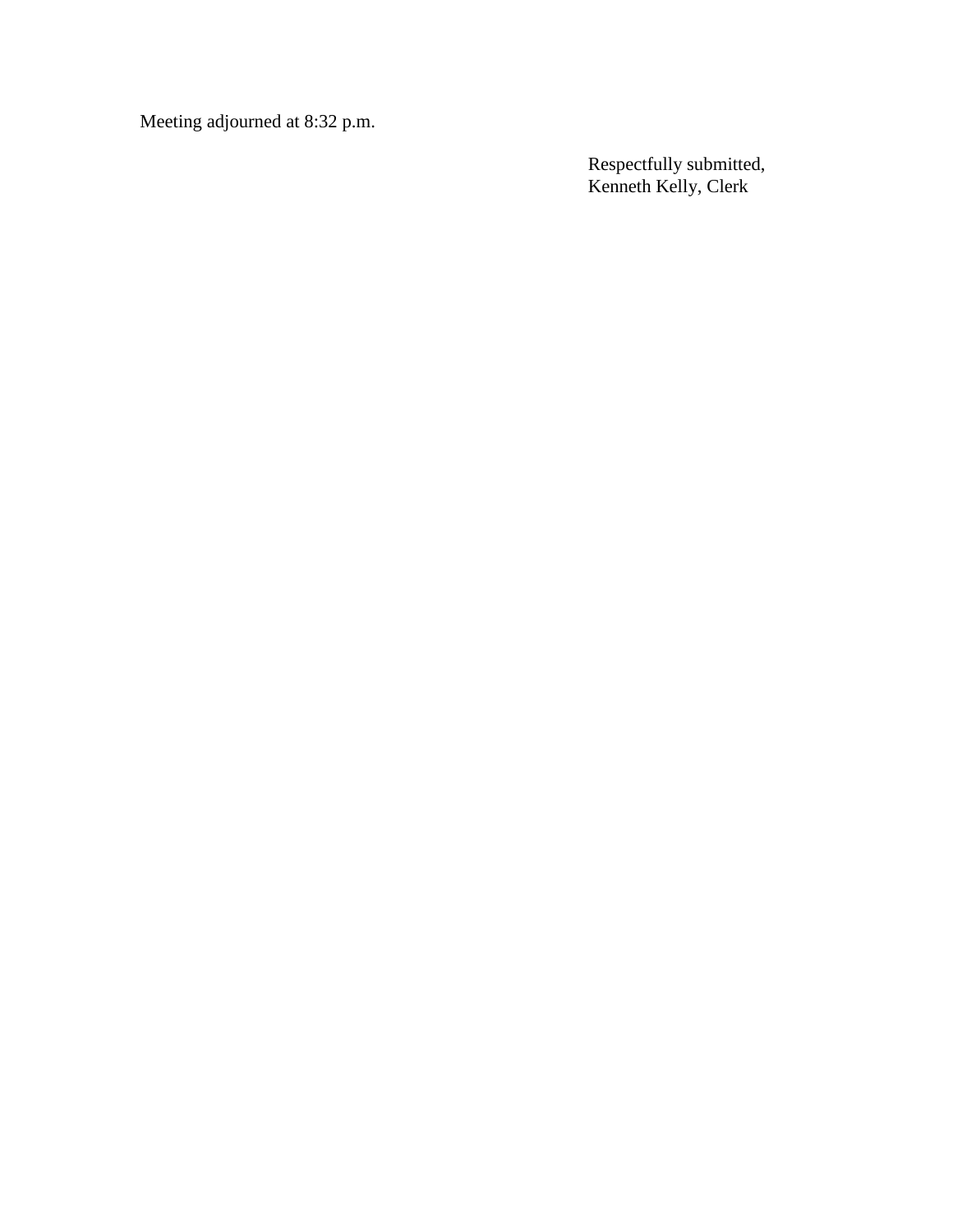Meeting adjourned at 8:32 p.m.

Respectfully submitted,
Kenneth Kelly, Clerk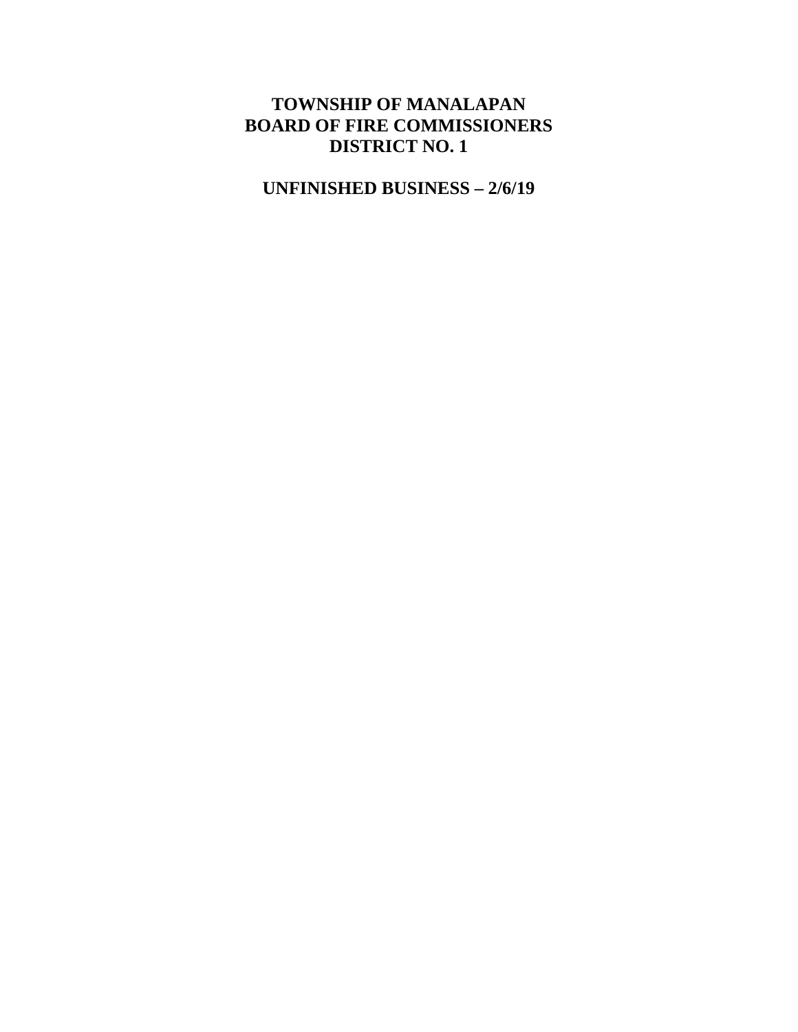# TOWNSHIP OF MANALAPAN
# BOARD OF FIRE COMMISSIONERS
# DISTRICT NO. 1

## UNFINISHED BUSINESS – 2/6/19